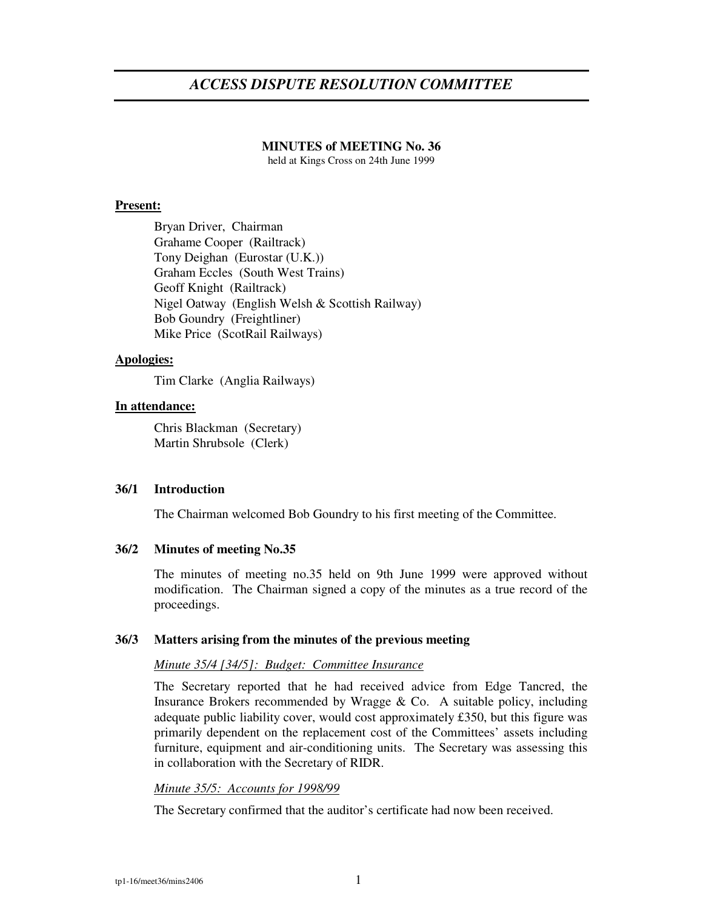# ACCESS DISPUTE RESOLUTION COMMITTEE

**MINUTES of MEETING No. 36**

held at Kings Cross on 24th June 1999

**Present:**

Bryan Driver, Chairman
Grahame Cooper (Railtrack)
Tony Deighan (Eurostar (U.K.))
Graham Eccles (South West Trains)
Geoff Knight (Railtrack)
Nigel Oatway (English Welsh & Scottish Railway)
Bob Goundry (Freightliner)
Mike Price (ScotRail Railways)

**Apologies:**

Tim Clarke (Anglia Railways)

**In attendance:**

Chris Blackman (Secretary)
Martin Shrubsole (Clerk)

### 36/1 Introduction

The Chairman welcomed Bob Goundry to his first meeting of the Committee.

### 36/2 Minutes of meeting No.35

The minutes of meeting no.35 held on 9th June 1999 were approved without modification. The Chairman signed a copy of the minutes as a true record of the proceedings.

### 36/3 Matters arising from the minutes of the previous meeting

*Minute 35/4 [34/5]: Budget: Committee Insurance*

The Secretary reported that he had received advice from Edge Tancred, the Insurance Brokers recommended by Wragge & Co. A suitable policy, including adequate public liability cover, would cost approximately £350, but this figure was primarily dependent on the replacement cost of the Committees' assets including furniture, equipment and air-conditioning units. The Secretary was assessing this in collaboration with the Secretary of RIDR.

*Minute 35/5: Accounts for 1998/99*

The Secretary confirmed that the auditor's certificate had now been received.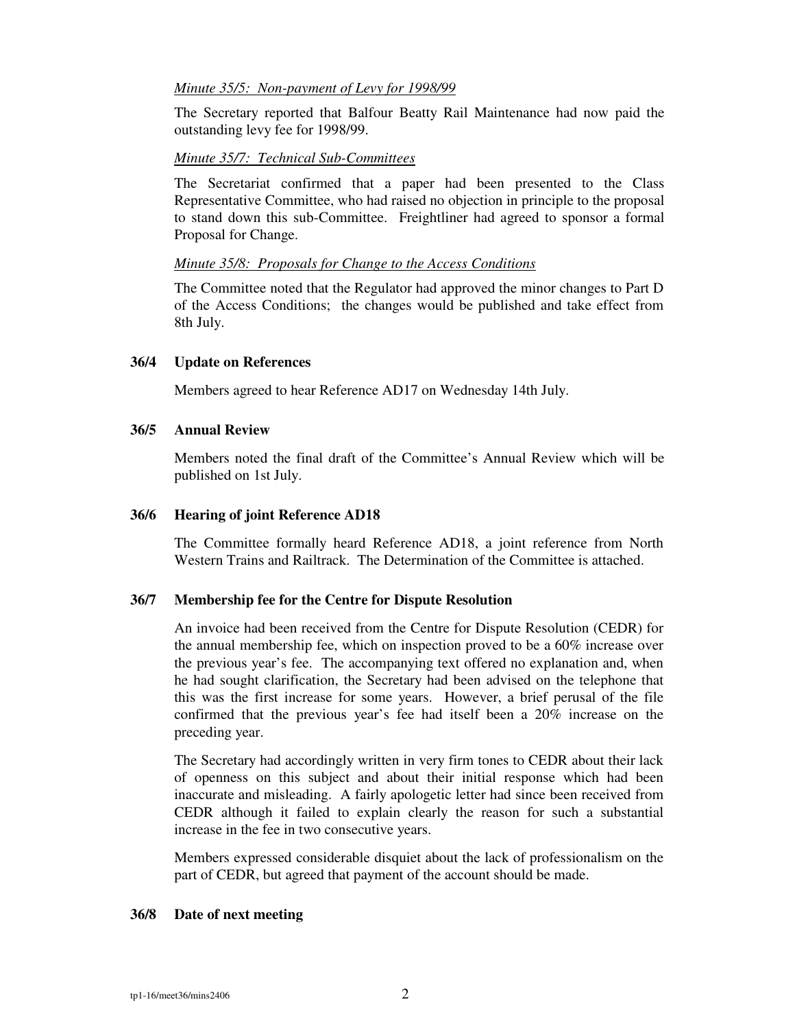*Minute 35/5: Non-payment of Levy for 1998/99*

The Secretary reported that Balfour Beatty Rail Maintenance had now paid the outstanding levy fee for 1998/99.

*Minute 35/7: Technical Sub-Committees*

The Secretariat confirmed that a paper had been presented to the Class Representative Committee, who had raised no objection in principle to the proposal to stand down this sub-Committee. Freightliner had agreed to sponsor a formal Proposal for Change.

*Minute 35/8: Proposals for Change to the Access Conditions*

The Committee noted that the Regulator had approved the minor changes to Part D of the Access Conditions; the changes would be published and take effect from 8th July.

**36/4 Update on References**

Members agreed to hear Reference AD17 on Wednesday 14th July.

**36/5 Annual Review**

Members noted the final draft of the Committee's Annual Review which will be published on 1st July.

**36/6 Hearing of joint Reference AD18**

The Committee formally heard Reference AD18, a joint reference from North Western Trains and Railtrack. The Determination of the Committee is attached.

**36/7 Membership fee for the Centre for Dispute Resolution**

An invoice had been received from the Centre for Dispute Resolution (CEDR) for the annual membership fee, which on inspection proved to be a 60% increase over the previous year's fee. The accompanying text offered no explanation and, when he had sought clarification, the Secretary had been advised on the telephone that this was the first increase for some years. However, a brief perusal of the file confirmed that the previous year's fee had itself been a 20% increase on the preceding year.

The Secretary had accordingly written in very firm tones to CEDR about their lack of openness on this subject and about their initial response which had been inaccurate and misleading. A fairly apologetic letter had since been received from CEDR although it failed to explain clearly the reason for such a substantial increase in the fee in two consecutive years.

Members expressed considerable disquiet about the lack of professionalism on the part of CEDR, but agreed that payment of the account should be made.

**36/8 Date of next meeting**

tp1-16/meet36/mins2406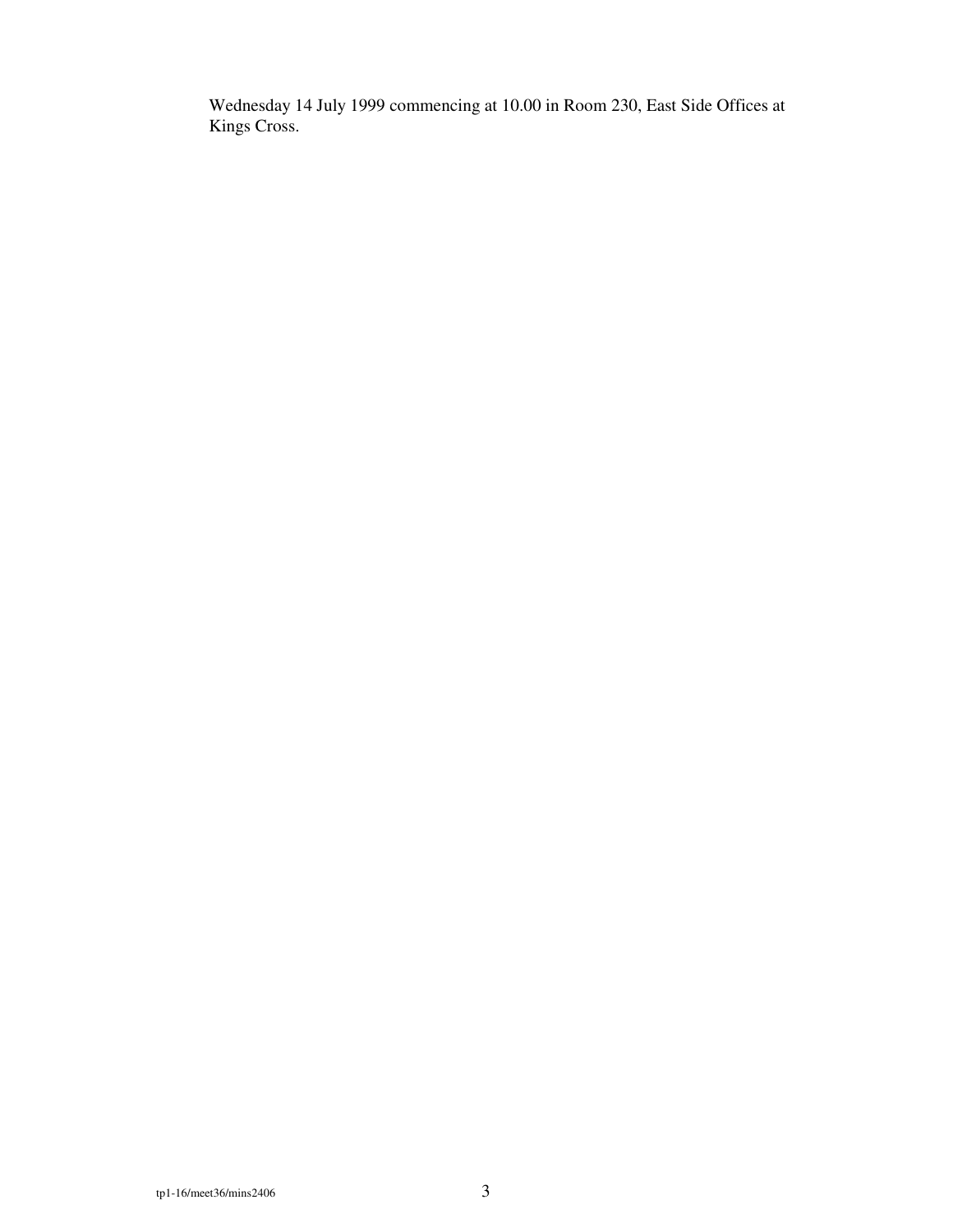Wednesday 14 July 1999 commencing at 10.00 in Room 230, East Side Offices at Kings Cross.